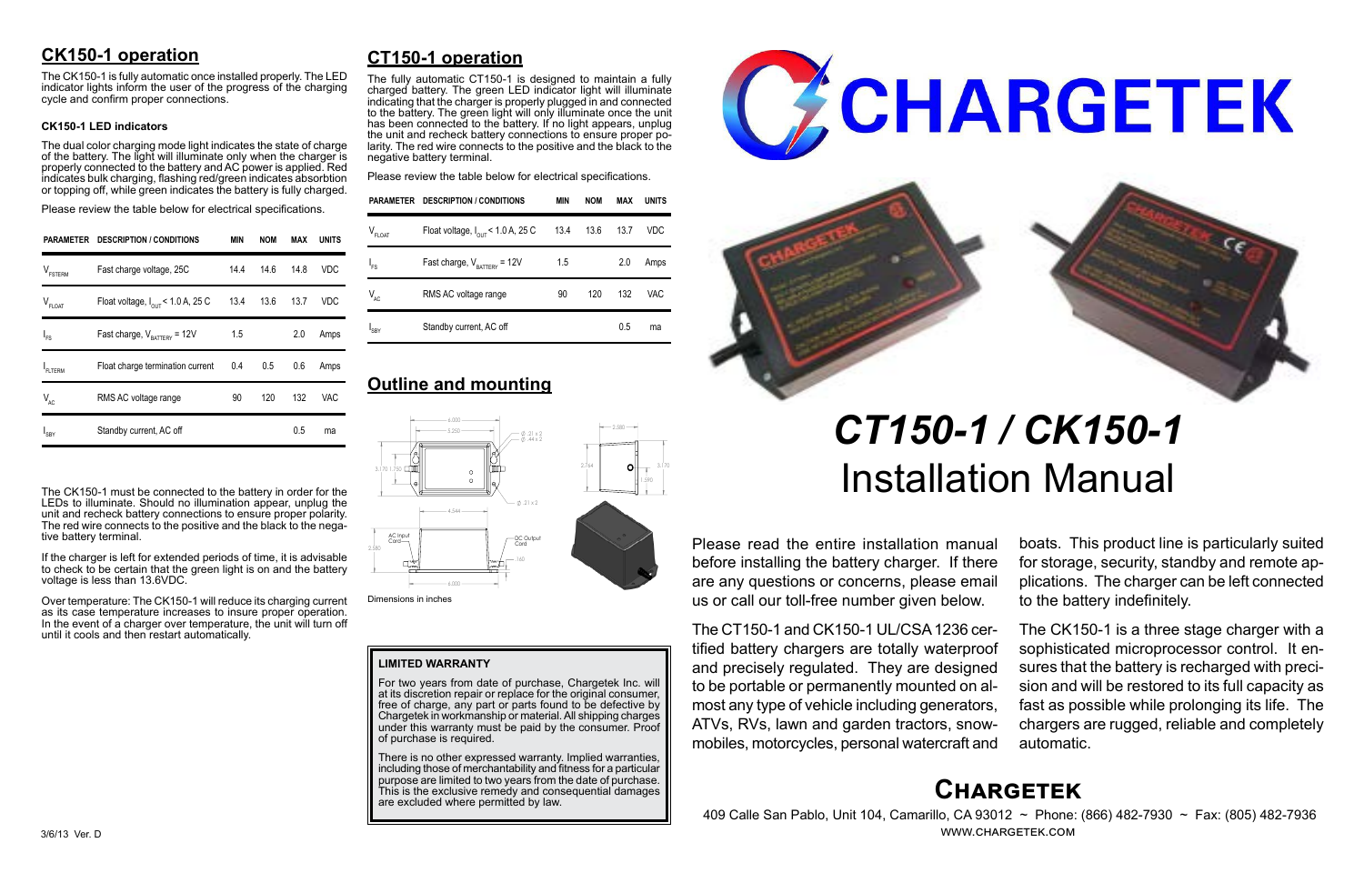## CK150-1 operation

The CK150-1 is fully automatic once installed properly. The LED indicator lights inform the user of the progress of the charging cycle and confirm proper connections.

### CK150-1 LED indicators

The dual color charging mode light indicates the state of charge of the battery. The light will illuminate only when the charger is properly connected to the battery and AC power is applied. Red indicates bulk charging, flashing red/green indicates absorbtion or topping off, while green indicates the battery is fully charged.

Please review the table below for electrical specifications.

| PARAMETER | DESCRIPTION / CONDITIONS | MIN | NOM | MAX | UNITS |
|---|---|---|---|---|---|
| $V_{FSTERM}$ | Fast charge voltage, 25C | 14.4 | 14.6 | 14.8 | VDC |
| $V_{FLOAT}$ | Float voltage, $I_{OUT}$ < 1.0 A, 25 C | 13.4 | 13.6 | 13.7 | VDC |
| $I_{FS}$ | Fast charge, $V_{BATTERY}$ = 12V | 1.5 | | 2.0 | Amps |
| $I_{FLTERM}$ | Float charge termination current | 0.4 | 0.5 | 0.6 | Amps |
| $V_{AC}$ | RMS AC voltage range | 90 | 120 | 132 | VAC |
| $I_{SBY}$ | Standby current, AC off | | | 0.5 | ma |

The CK150-1 must be connected to the battery in order for the LEDs to illuminate. Should no illumination appear, unplug the unit and recheck battery connections to ensure proper polarity. The red wire connects to the positive and the black to the negative battery terminal.

If the charger is left for extended periods of time, it is advisable to check to be certain that the green light is on and the battery voltage is less than 13.6VDC.

Over temperature: The CK150-1 will reduce its charging current as its case temperature increases to insure proper operation. In the event of a charger over temperature, the unit will turn off until it cools and then restart automatically.

## CT150-1 operation

The fully automatic CT150-1 is designed to maintain a fully charged battery. The green LED indicator light will illuminate indicating that the charger is properly plugged in and connected to the battery. The green light will only illuminate once the unit has been connected to the battery. If no light appears, unplug the unit and recheck battery connections to ensure proper polarity. The red wire connects to the positive and the black to the negative battery terminal.

Please review the table below for electrical specifications.

| PARAMETER | DESCRIPTION / CONDITIONS | MIN | NOM | MAX | UNITS |
|---|---|---|---|---|---|
| $V_{FLOAT}$ | Float voltage, $I_{OUT}$ < 1.0 A, 25 C | 13.4 | 13.6 | 13.7 | VDC |
| $I_{FS}$ | Fast charge, $V_{BATTERY}$ = 12V | 1.5 | | 2.0 | Amps |
| $V_{AC}$ | RMS AC voltage range | 90 | 120 | 132 | VAC |
| $I_{SBY}$ | Standby current, AC off | | | 0.5 | ma |

## Outline and mounting

Dimensions in inches

### LIMITED WARRANTY

For two years from date of purchase, Chargetek Inc. will at its discretion repair or replace for the original consumer, free of charge, any part or parts found to be defective by Chargetek in workmanship or material. All shipping charges under this warranty must be paid by the consumer. Proof of purchase is required.

There is no other expressed warranty. Implied warranties, including those of merchantability and fitness for a particular purpose are limited to two years from the date of purchase. This is the exclusive remedy and consequential damages are excluded where permitted by law.

3/6/13 Ver. D

# CHARGETEK

# *CT150-1 / CK150-1*
# Installation Manual

Please read the entire installation manual before installing the battery charger. If there are any questions or concerns, please email us or call our toll-free number given below.

The CT150-1 and CK150-1 UL/CSA 1236 certified battery chargers are totally waterproof and precisely regulated. They are designed to be portable or permanently mounted on almost any type of vehicle including generators, ATVs, RVs, lawn and garden tractors, snowmobiles, motorcycles, personal watercraft and boats. This product line is particularly suited for storage, security, standby and remote applications. The charger can be left connected to the battery indefinitely.

The CK150-1 is a three stage charger with a sophisticated microprocessor control. It ensures that the battery is recharged with precision and will be restored to its full capacity as fast as possible while prolonging its life. The chargers are rugged, reliable and completely automatic.

## Chargetek

409 Calle San Pablo, Unit 104, Camarillo, CA 93012 ~ Phone: (866) 482-7930 ~ Fax: (805) 482-7936
WWW.CHARGETEK.COM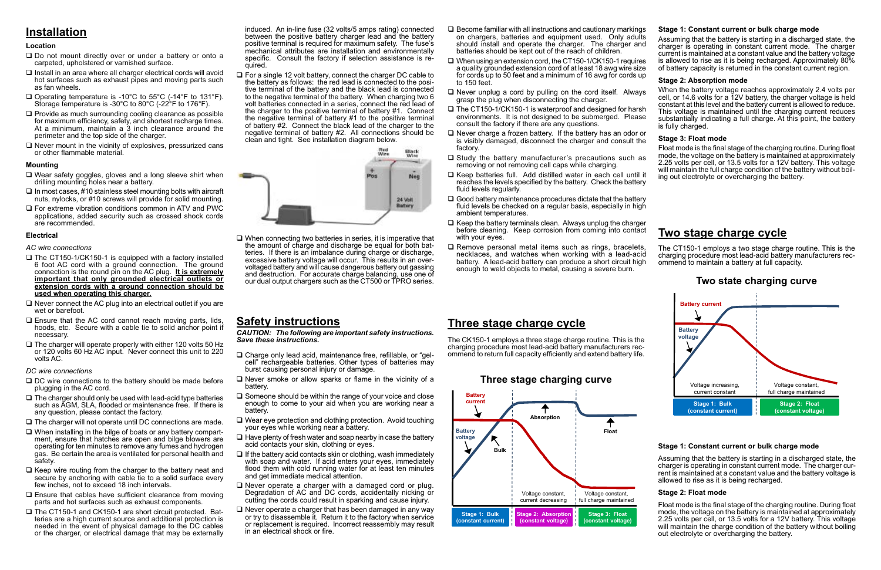## Installation

### Location

- ❑ Do not mount directly over or under a battery or onto a carpeted, upholstered or varnished surface.
- ❑ Install in an area where all charger electrical cords will avoid hot surfaces such as exhaust pipes and moving parts such as fan wheels.
- ❑ Operating temperature is -10°C to 55°C (-14°F to 131°F). Storage temperature is -30°C to 80°C (-22°F to 176°F).
- ❑ Provide as much surrounding cooling clearance as possible for maximum efficiency, safety, and shortest recharge times. At a minimum, maintain a 3 inch clearance around the perimeter and the top side of the charger.
- ❑ Never mount in the vicinity of explosives, pressurized cans or other flammable material.

### Mounting

- ❑ Wear safety goggles, gloves and a long sleeve shirt when drilling mounting holes near a battery.
- ❑ In most cases, #10 stainless steel mounting bolts with aircraft nuts, nylocks, or #10 screws will provide for solid mounting.
- ❑ For extreme vibration conditions common in ATV and PWC applications, added security such as crossed shock cords are recommended.

### Electrical

*AC wire connections*

- ❑ The CT150-1/CK150-1 is equipped with a factory installed 6 foot AC cord with a ground connection. The ground connection is the round pin on the AC plug. **It is extremely important that only grounded electrical outlets or extension cords with a ground connection should be used when operating this charger.**
- ❑ Never connect the AC plug into an electrical outlet if you are wet or barefoot.
- ❑ Ensure that the AC cord cannot reach moving parts, lids, hoods, etc. Secure with a cable tie to solid anchor point if necessary.
- ❑ The charger will operate properly with either 120 volts 50 Hz or 120 volts 60 Hz AC input. Never connect this unit to 220 volts AC.

*DC wire connections*

- ❑ DC wire connections to the battery should be made before plugging in the AC cord.
- ❑ The charger should only be used with lead-acid type batteries such as AGM, SLA, flooded or maintenance free. If there is any question, please contact the factory.
- ❑ The charger will not operate until DC connections are made.
- ❑ When installing in the bilge of boats or any battery compartment, ensure that hatches are open and bilge blowers are operating for ten minutes to remove any fumes and hydrogen gas. Be certain the area is ventilated for personal health and safety.
- ❑ Keep wire routing from the charger to the battery neat and secure by anchoring with cable tie to a solid surface every few inches, not to exceed 18 inch intervals.
- ❑ Ensure that cables have sufficient clearance from moving parts and hot surfaces such as exhaust components.
- ❑ The CT150-1 and CK150-1 are short circuit protected. Batteries are a high current source and additional protection is needed in the event of physical damage to the DC cables or the charger, or electrical damage that may be externally induced. An in-line fuse (32 volts/5 amps rating) connected between the positive battery charger lead and the battery positive terminal is required for maximum safety. The fuse's mechanical attributes are installation and environmentally specific. Consult the factory if selection assistance is required.
- ❑ For a single 12 volt battery, connect the charger DC cable to the battery as follows: the red lead is connected to the positive terminal of the battery and the black lead is connected to the negative terminal of the battery. When charging two 6 volt batteries connected in a series, connect the red lead of the charger to the positive terminal of battery #1. Connect the negative terminal of battery #1 to the positive terminal of battery #2. Connect the black lead of the charger to the negative terminal of battery #2. All connections should be clean and tight. See installation diagram below.

Red Wire
Black Wire
Pos
Neg
24 Volt Battery

- ❑ When connecting two batteries in series, it is imperative that the amount of charge and discharge be equal for both batteries. If there is an imbalance during charge or discharge, excessive battery voltage will occur. This results in an overvoltaged battery and will cause dangerous battery out gassing and destruction. For accurate charge balancing, use one of our dual output chargers such as the CT500 or TPRO series.

## Safety instructions

***CAUTION: The following are important safety instructions. Save these instructions.***

- ❑ Charge only lead acid, maintenance free, refillable, or "gel-cell" rechargeable batteries. Other types of batteries may burst causing personal injury or damage.
- ❑ Never smoke or allow sparks or flame in the vicinity of a battery.
- ❑ Someone should be within the range of your voice and close enough to come to your aid when you are working near a battery.
- ❑ Wear eye protection and clothing protection. Avoid touching your eyes while working near a battery.
- ❑ Have plenty of fresh water and soap nearby in case the battery acid contacts your skin, clothing or eyes.
- ❑ If the battery acid contacts skin or clothing, wash immediately with soap and water. If acid enters your eyes, immediately flood them with cold running water for at least ten minutes and get immediate medical attention.
- ❑ Never operate a charger with a damaged cord or plug. Degradation of AC and DC cords, accidentally nicking or cutting the cords could result in sparking and cause injury.
- ❑ Never operate a charger that has been damaged in any way or try to disassemble it. Return it to the factory when service or replacement is required. Incorrect reassembly may result in an electrical shock or fire.
- ❑ Become familiar with all instructions and cautionary markings on chargers, batteries and equipment used. Only adults should install and operate the charger. The charger and batteries should be kept out of the reach of children.
- ❑ When using an extension cord, the CT150-1/CK150-1 requires a quality grounded extension cord of at least 18 awg wire size for cords up to 50 feet and a minimum of 16 awg for cords up to 150 feet.
- ❑ Never unplug a cord by pulling on the cord itself. Always grasp the plug when disconnecting the charger.
- ❑ The CT150-1/CK150-1 is waterproof and designed for harsh environments. It is not designed to be submerged. Please consult the factory if there are any questions.
- ❑ Never charge a frozen battery. If the battery has an odor or is visibly damaged, disconnect the charger and consult the factory.
- ❑ Study the battery manufacturer's precautions such as removing or not removing cell caps while charging.
- ❑ Keep batteries full. Add distilled water in each cell until it reaches the levels specified by the dictate. Check the battery fluid levels regularly.
- ❑ Good battery maintenance procedures dictate that the battery fluid levels be checked on a regular basis, especially in high ambient temperatures.
- ❑ Keep the battery terminals clean. Always unplug the charger before cleaning. Keep corrosion from coming into contact with your eyes.
- ❑ Remove personal metal items such as rings, bracelets, necklaces, and watches when working with a lead-acid battery. A lead-acid battery can produce a short circuit high enough to weld objects to metal, causing a severe burn.

## Three stage charge cycle

The CK150-1 employs a three stage charge routine. This is the charging procedure most lead-acid battery manufacturers recommend to return full capacity efficiently and extend battery life.

### Three stage charging curve

Battery current
Battery voltage
Bulk
Absorption
Float
Voltage constant, current decreasing
Voltage constant, full charge maintained
Stage 1: Bulk (constant current)
Stage 2: Absorption (constant voltage)
Stage 3: Float (constant voltage)

### Stage 1: Constant current or bulk charge mode

Assuming that the battery is starting in a discharged state, the charger is operating in constant current mode. The charger current is maintained at a constant value and the battery voltage is allowed to rise as it is being recharged. Approximately 80% of battery capacity is returned in the constant current region.

### Stage 2: Absorption mode

When the battery voltage reaches approximately 2.4 volts per cell, or 14.6 volts for a 12V battery, the charger voltage is held constant at this level and the battery current is allowed to reduce. This voltage is maintained until the charging current reduces substantially indicating a full charge. At this point, the battery is fully charged.

### Stage 3: Float mode

Float mode is the final stage of the charging routine. During float mode, the voltage on the battery is maintained at approximately 2.25 volts per cell, or 13.5 volts for a 12V battery. This voltage will maintain the full charge condition of the battery without boiling out electrolyte or overcharging the battery.

## Two stage charge cycle

The CT150-1 employs a two stage charge routine. This is the charging procedure most lead-acid battery manufacturers recommend to maintain a battery at full capacity.

### Two state charging curve

Battery current
Battery voltage
Voltage increasing, current constant
Voltage constant, full charge maintained
Stage 1: Bulk (constant current)
Stage 2: Float (constant voltage)

### Stage 1: Constant current or bulk charge mode

Assuming that the battery is starting in a discharged state, the charger is operating in constant current mode. The charger current is maintained at a constant value and the battery voltage is allowed to rise as it is being recharged.

### Stage 2: Float mode

Float mode is the final stage of the charging routine. During float mode, the voltage on the battery is maintained at approximately 2.25 volts per cell, or 13.5 volts for a 12V battery. This voltage will maintain the charge condition of the battery without boiling out electrolyte or overcharging the battery.